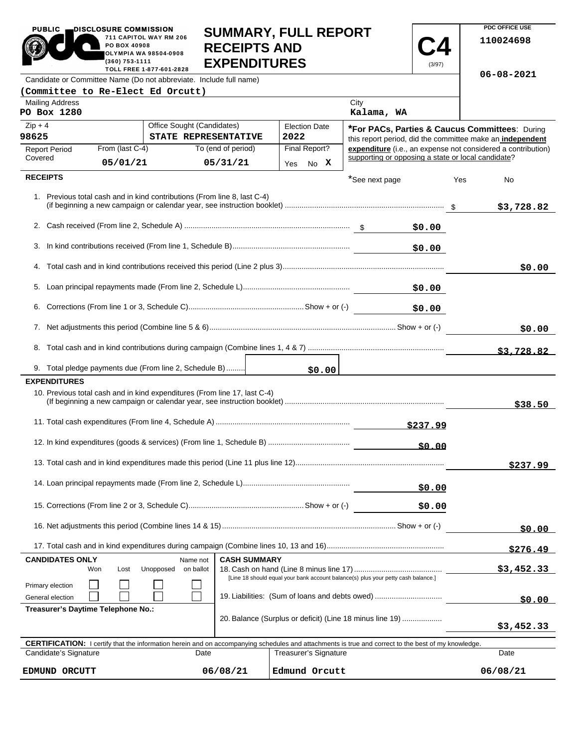PUBLIC DISCLOSURE COMMISSION
711 CAPITOL WAY RM 206
PO BOX 40908
OLYMPIA WA 98504-0908
(360) 753-1111
TOLL FREE 1-877-601-2828

# SUMMARY, FULL REPORT RECEIPTS AND EXPENDITURES

**C4** (3/97)

PDC OFFICE USE
110024698

06-08-2021

Candidate or Committee Name (Do not abbreviate. Include full name)
**(Committee to Re-Elect Ed Orcutt)**

| Mailing Address | City |
|---|---|
| PO Box 1280 | Kalama, WA |

| Zip + 4 | Office Sought (Candidates) | Election Date |
|---|---|---|
| 98625 | STATE REPRESENTATIVE | 2022 |

| Report Period Covered | From (last C-4) | To (end of period) | Final Report? |
|---|---|---|---|
| | 05/01/21 | 05/31/21 | Yes No X |

***For PACs, Parties & Caucus Committees**: During this report period, did the committee make an **independent expenditure** (i.e., an expense not considered a contribution) supporting or opposing a state or local candidate?
*See next page Yes No

## RECEIPTS

| Line | Description | Amount | Total |
|---|---|---|---|
| 1. | Previous total cash and in kind contributions (From line 8, last C-4) (if beginning a new campaign or calendar year, see instruction booklet) | | $3,728.82 |
| 2. | Cash received (From line 2, Schedule A) | $0.00 | |
| 3. | In kind contributions received (From line 1, Schedule B) | $0.00 | |
| 4. | Total cash and in kind contributions received this period (Line 2 plus 3) | | $0.00 |
| 5. | Loan principal repayments made (From line 2, Schedule L) | $0.00 | |
| 6. | Corrections (From line 1 or 3, Schedule C) Show + or (-) | $0.00 | |
| 7. | Net adjustments this period (Combine line 5 & 6) Show + or (-) | | $0.00 |
| 8. | Total cash and in kind contributions during campaign (Combine lines 1, 4 & 7) | | $3,728.82 |
| 9. | Total pledge payments due (From line 2, Schedule B) | $0.00 | |

## EXPENDITURES

| Line | Description | Amount | Total |
|---|---|---|---|
| 10. | Previous total cash and in kind expenditures (From line 17, last C-4) (If beginning a new campaign or calendar year, see instruction booklet) | | $38.50 |
| 11. | Total cash expenditures (From line 4, Schedule A) | $237.99 | |
| 12. | In kind expenditures (goods & services) (From line 1, Schedule B) | $0.00 | |
| 13. | Total cash and in kind expenditures made this period (Line 11 plus line 12) | | $237.99 |
| 14. | Loan principal repayments made (From line 2, Schedule L) | $0.00 | |
| 15. | Corrections (From line 2 or 3, Schedule C) Show + or (-) | $0.00 | |
| 16. | Net adjustments this period (Combine lines 14 & 15) Show + or (-) | | $0.00 |
| 17. | Total cash and in kind expenditures during campaign (Combine lines 10, 13 and 16) | | $276.49 |

**CANDIDATES ONLY**

| | Won | Lost | Unopposed | Name not on ballot |
|---|---|---|---|---|
| Primary election | ☐ | ☐ | ☐ | ☐ |
| General election | ☐ | ☐ | ☐ | ☐ |

**Treasurer's Daytime Telephone No.:**

**CASH SUMMARY**

| Line | Description | Amount |
|---|---|---|
| 18. | Cash on hand (Line 8 minus line 17) [Line 18 should equal your bank account balance(s) plus your petty cash balance.] | $3,452.33 |
| 19. | Liabilities: (Sum of loans and debts owed) | $0.00 |
| 20. | Balance (Surplus or deficit) (Line 18 minus line 19) | $3,452.33 |

**CERTIFICATION:** I certify that the information herein and on accompanying schedules and attachments is true and correct to the best of my knowledge.

| Candidate's Signature | Date | Treasurer's Signature | Date |
|---|---|---|---|
| EDMUND ORCUTT | 06/08/21 | Edmund Orcutt | 06/08/21 |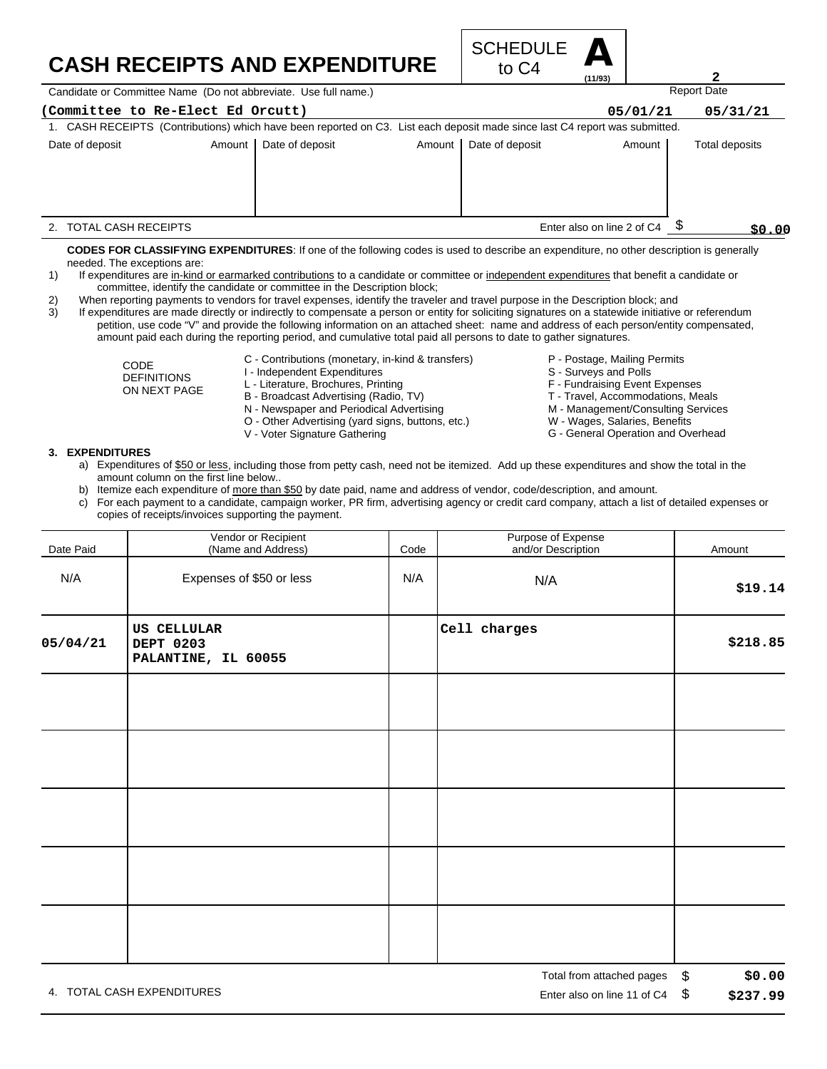# CASH RECEIPTS AND EXPENDITURE

SCHEDULE **A** to C4 (11/93)

Candidate or Committee Name (Do not abbreviate. Use full name.)

**(Committee to Re-Elect Ed Orcutt)**

Report Date: **05/01/21** **05/31/21**

1. CASH RECEIPTS (Contributions) which have been reported on C3. List each deposit made since last C4 report was submitted.

| Date of deposit | Amount | Date of deposit | Amount | Date of deposit | Amount | Total deposits |
|---|---|---|---|---|---|---|
| | | | | | | |

2. TOTAL CASH RECEIPTS — Enter also on line 2 of C4 $ **$0.00**

**CODES FOR CLASSIFYING EXPENDITURES**: If one of the following codes is used to describe an expenditure, no other description is generally needed. The exceptions are:

1) If expenditures are in-kind or earmarked contributions to a candidate or committee or independent expenditures that benefit a candidate or committee, identify the candidate or committee in the Description block;
2) When reporting payments to vendors for travel expenses, identify the traveler and travel purpose in the Description block; and
3) If expenditures are made directly or indirectly to compensate a person or entity for soliciting signatures on a statewide initiative or referendum petition, use code "V" and provide the following information on an attached sheet: name and address of each person/entity compensated, amount paid each during the reporting period, and cumulative total paid all persons to date to gather signatures.

CODE DEFINITIONS ON NEXT PAGE

- C - Contributions (monetary, in-kind & transfers)
- I - Independent Expenditures
- L - Literature, Brochures, Printing
- B - Broadcast Advertising (Radio, TV)
- N - Newspaper and Periodical Advertising
- O - Other Advertising (yard signs, buttons, etc.)
- V - Voter Signature Gathering
- P - Postage, Mailing Permits
- S - Surveys and Polls
- F - Fundraising Event Expenses
- T - Travel, Accommodations, Meals
- M - Management/Consulting Services
- W - Wages, Salaries, Benefits
- G - General Operation and Overhead

**3. EXPENDITURES**

a) Expenditures of $50 or less, including those from petty cash, need not be itemized. Add up these expenditures and show the total in the amount column on the first line below..
b) Itemize each expenditure of more than $50 by date paid, name and address of vendor, code/description, and amount.
c) For each payment to a candidate, campaign worker, PR firm, advertising agency or credit card company, attach a list of detailed expenses or copies of receipts/invoices supporting the payment.

| Date Paid | Vendor or Recipient (Name and Address) | Code | Purpose of Expense and/or Description | Amount |
|---|---|---|---|---|
| N/A | Expenses of $50 or less | N/A | N/A | **$19.14** |
| **05/04/21** | **US CELLULAR DEPT 0203 PALANTINE, IL 60055** | | **Cell charges** | **$218.85** |
| | | | | |
| | | | | |
| | | | | |
| | | | | |
| | | | | |

Total from attached pages $ **$0.00**

4. TOTAL CASH EXPENDITURES — Enter also on line 11 of C4 $ **$237.99**